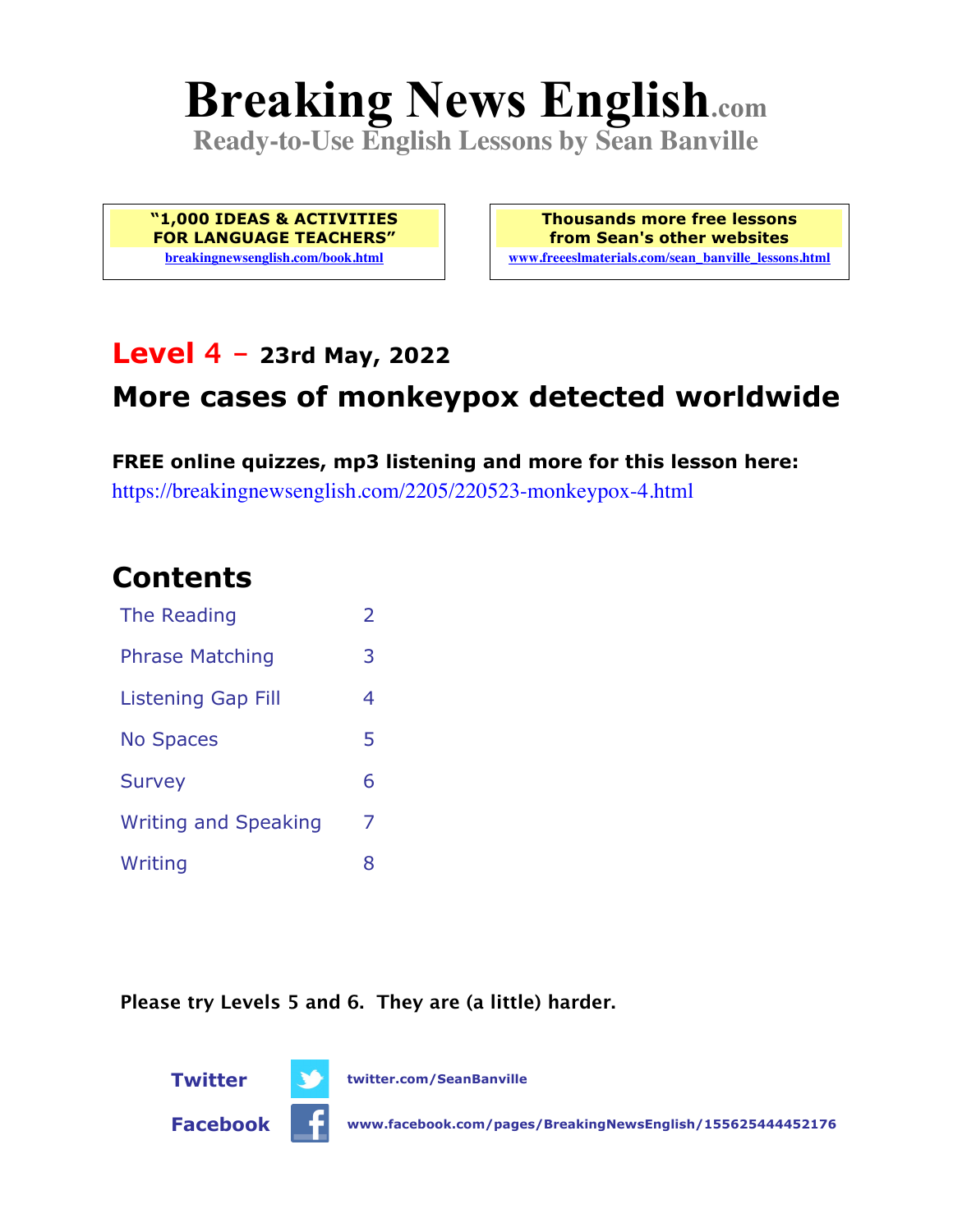# Breaking News English.com

**Ready-to-Use English Lessons by Sean Banville**

**"1,000 IDEAS & ACTIVITIES FOR LANGUAGE TEACHERS"**
breakingnewsenglish.com/book.html

**Thousands more free lessons from Sean's other websites**
www.freeeslmaterials.com/sean_banville_lessons.html

## Level 4 – 23rd May, 2022

## More cases of monkeypox detected worldwide

**FREE online quizzes, mp3 listening and more for this lesson here:**
https://breakingnewsenglish.com/2205/220523-monkeypox-4.html

## Contents

| | |
|---|---|
| The Reading | 2 |
| Phrase Matching | 3 |
| Listening Gap Fill | 4 |
| No Spaces | 5 |
| Survey | 6 |
| Writing and Speaking | 7 |
| Writing | 8 |

**Please try Levels 5 and 6. They are (a little) harder.**

**Twitter** twitter.com/SeanBanville

**Facebook** www.facebook.com/pages/BreakingNewsEnglish/155625444452176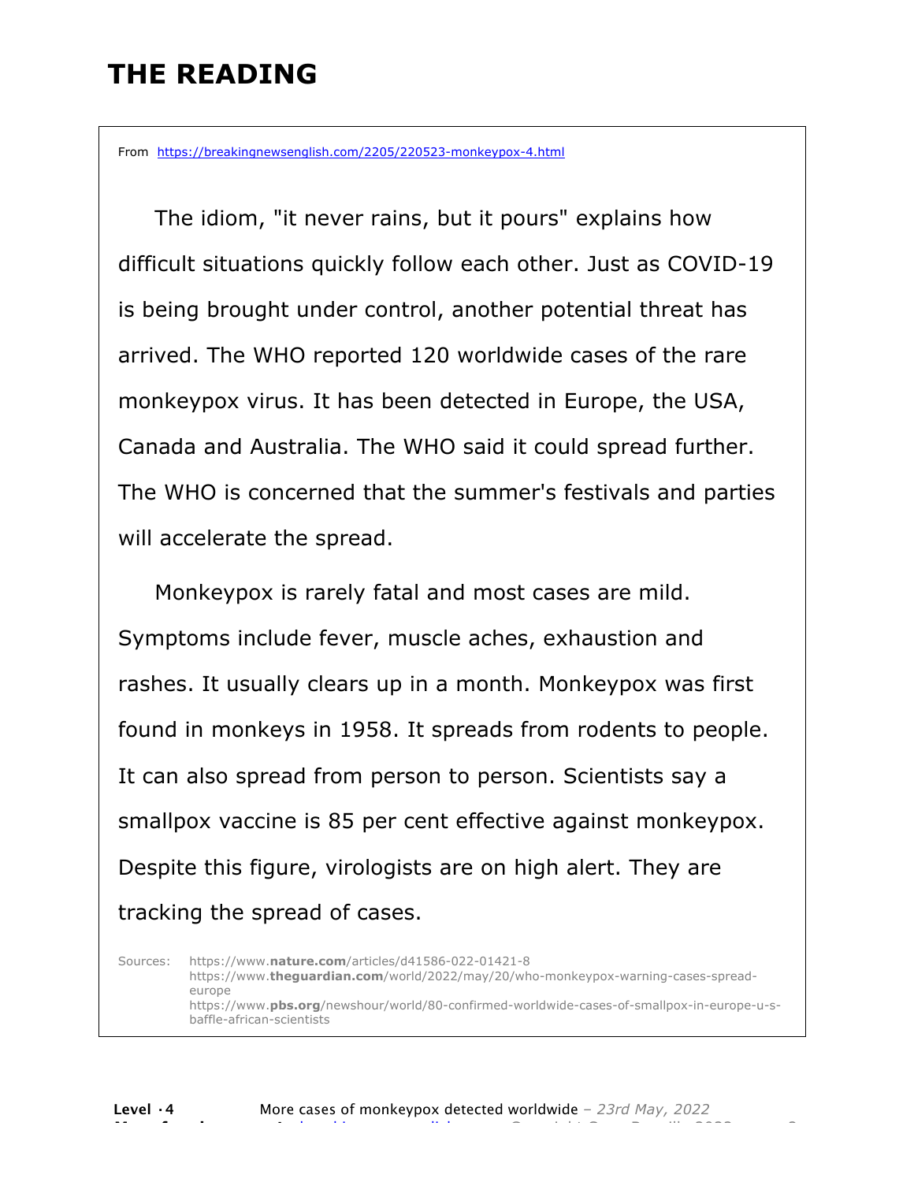# THE READING

From https://breakingnewsenglish.com/2205/220523-monkeypox-4.html

The idiom, "it never rains, but it pours" explains how difficult situations quickly follow each other. Just as COVID-19 is being brought under control, another potential threat has arrived. The WHO reported 120 worldwide cases of the rare monkeypox virus. It has been detected in Europe, the USA, Canada and Australia. The WHO said it could spread further. The WHO is concerned that the summer's festivals and parties will accelerate the spread.

Monkeypox is rarely fatal and most cases are mild. Symptoms include fever, muscle aches, exhaustion and rashes. It usually clears up in a month. Monkeypox was first found in monkeys in 1958. It spreads from rodents to people. It can also spread from person to person. Scientists say a smallpox vaccine is 85 per cent effective against monkeypox. Despite this figure, virologists are on high alert. They are tracking the spread of cases.

Sources:
https://www.**nature.com**/articles/d41586-022-01421-8
https://www.**theguardian.com**/world/2022/may/20/who-monkeypox-warning-cases-spread-europe
https://www.**pbs.org**/newshour/world/80-confirmed-worldwide-cases-of-smallpox-in-europe-u-s-baffle-african-scientists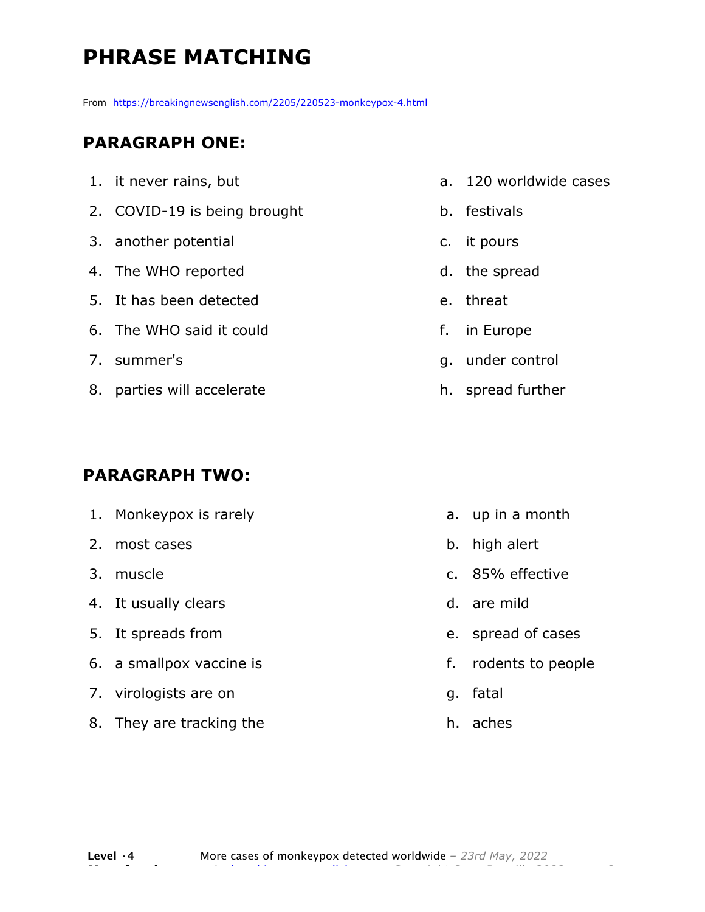# PHRASE MATCHING

From https://breakingnewsenglish.com/2205/220523-monkeypox-4.html

## PARAGRAPH ONE:

1. it never rains, but
2. COVID-19 is being brought
3. another potential
4. The WHO reported
5. It has been detected
6. The WHO said it could
7. summer's
8. parties will accelerate

a. 120 worldwide cases
b. festivals
c. it pours
d. the spread
e. threat
f. in Europe
g. under control
h. spread further

## PARAGRAPH TWO:

1. Monkeypox is rarely
2. most cases
3. muscle
4. It usually clears
5. It spreads from
6. a smallpox vaccine is
7. virologists are on
8. They are tracking the

a. up in a month
b. high alert
c. 85% effective
d. are mild
e. spread of cases
f. rodents to people
g. fatal
h. aches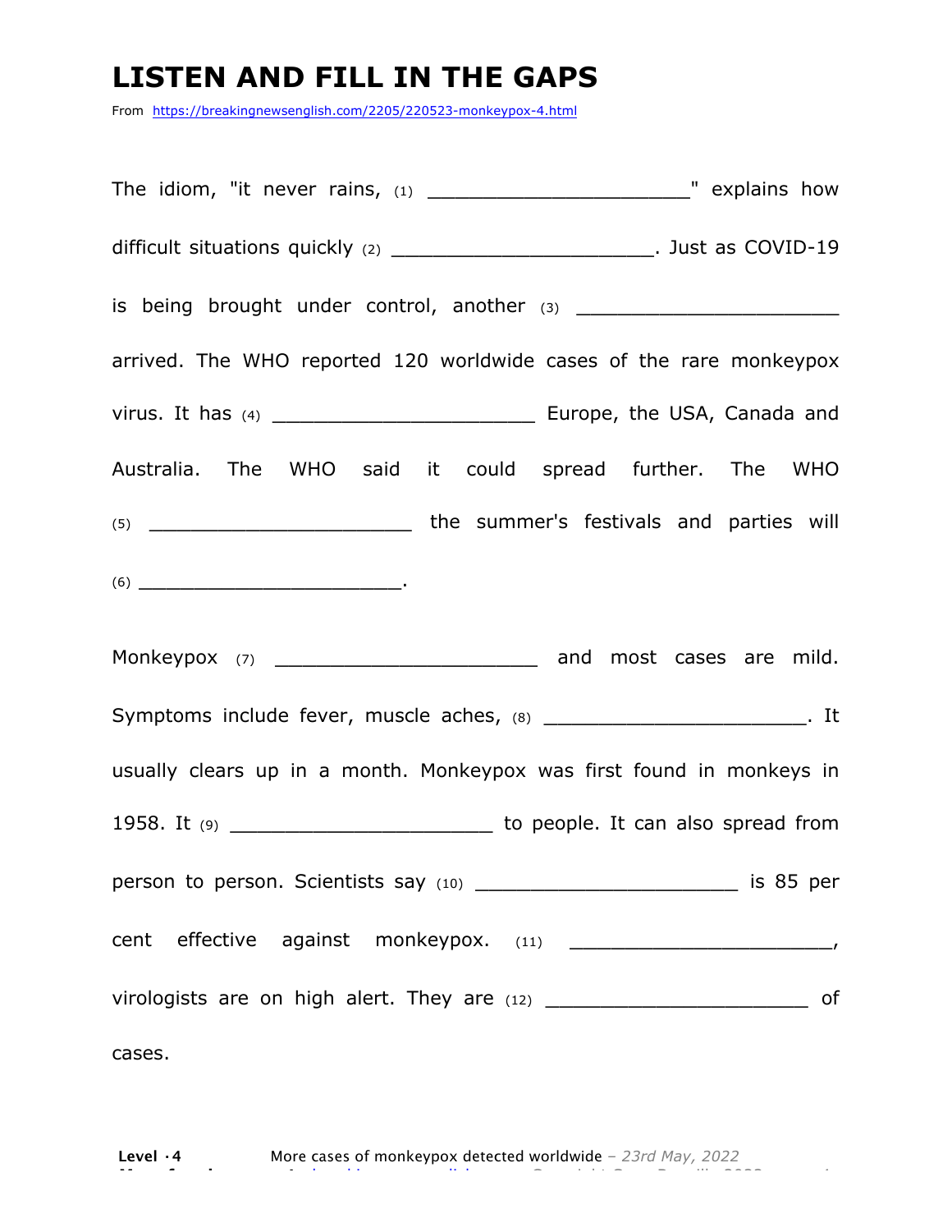# LISTEN AND FILL IN THE GAPS

From https://breakingnewsenglish.com/2205/220523-monkeypox-4.html

The idiom, "it never rains, (1) ______________________" explains how difficult situations quickly (2) ______________________. Just as COVID-19 is being brought under control, another (3) ______________________ arrived. The WHO reported 120 worldwide cases of the rare monkeypox virus. It has (4) ______________________ Europe, the USA, Canada and Australia. The WHO said it could spread further. The WHO (5) ______________________ the summer's festivals and parties will (6) ______________________.

Monkeypox (7) ______________________ and most cases are mild. Symptoms include fever, muscle aches, (8) ______________________. It usually clears up in a month. Monkeypox was first found in monkeys in 1958. It (9) ______________________ to people. It can also spread from person to person. Scientists say (10) ______________________ is 85 per cent effective against monkeypox. (11) ______________________, virologists are on high alert. They are (12) ______________________ of cases.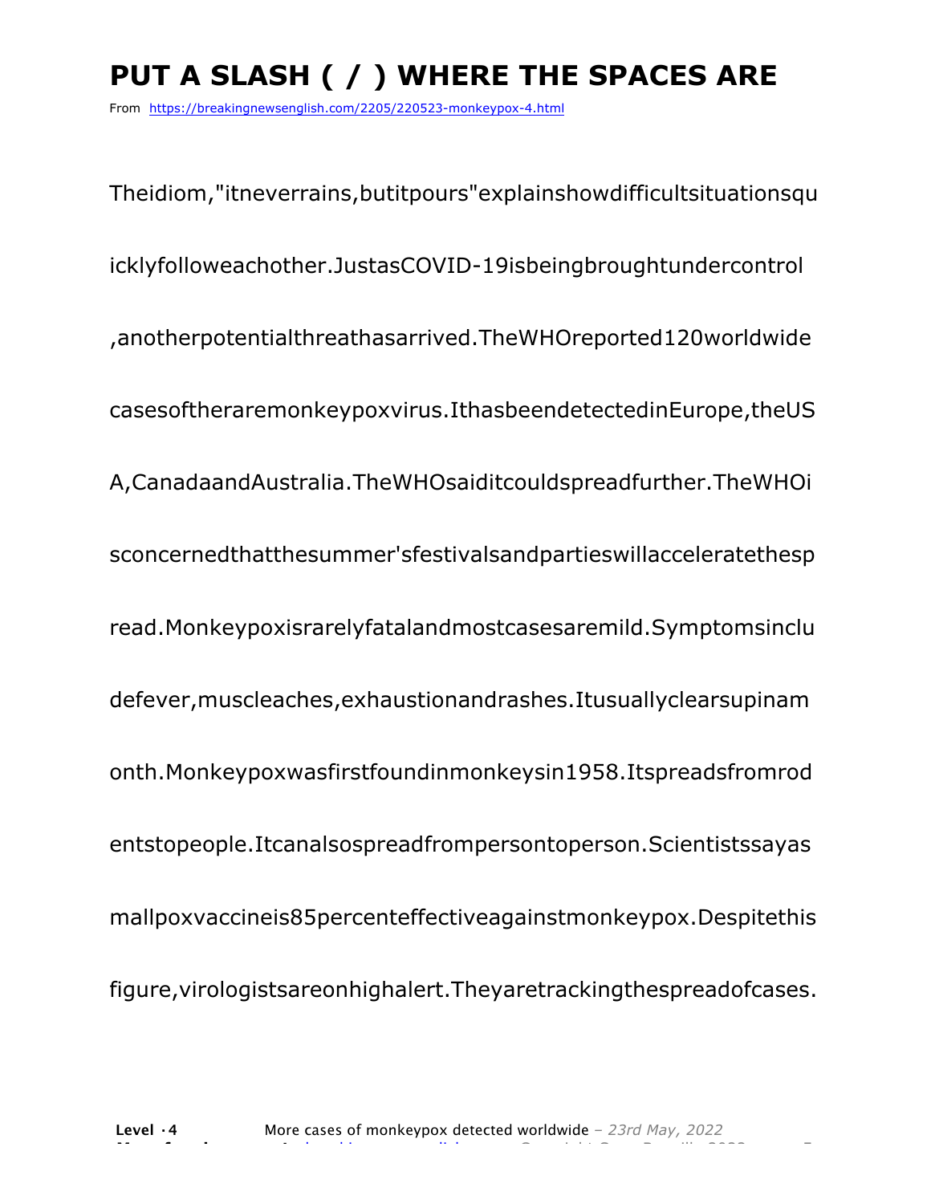# PUT A SLASH ( / ) WHERE THE SPACES ARE

From https://breakingnewsenglish.com/2205/220523-monkeypox-4.html

Theidiom,"itneverrains,butitpours"explainshowdifficultsituationsqu

icklyfolloweachother.JustasCOVID-19isbeingbroughtundercontrol

,anotherpotentialthreathasarrived.TheWHOreported120worldwide

casesoftheraremonkeypoxvirus.IthasbeendetectedinEurope,theUS

A,CanadaandAustralia.TheWHOsaiditcouldspreadfurther.TheWHOi

sconcernedthatthesummer'sfestivalsandpartieswillacceleratethesp

read.Monkeypoxisrarelyfatalandmostcasesaremild.Symptomsinclu

defever,muscleaches,exhaustionandrashes.Itusuallyclearsupinam

onth.Monkeypoxwasfirstfoundinmonkeysin1958.Itspreadsfromrod

entstopeople.Itcanalsospreadfrompersontoperson.Scientistssayas

mallpoxvaccineis85percenteffectiveagainstmonkeypox.Despitethis

figure,virologistsareonhighalert.Theyaretrackingthespreadofcases.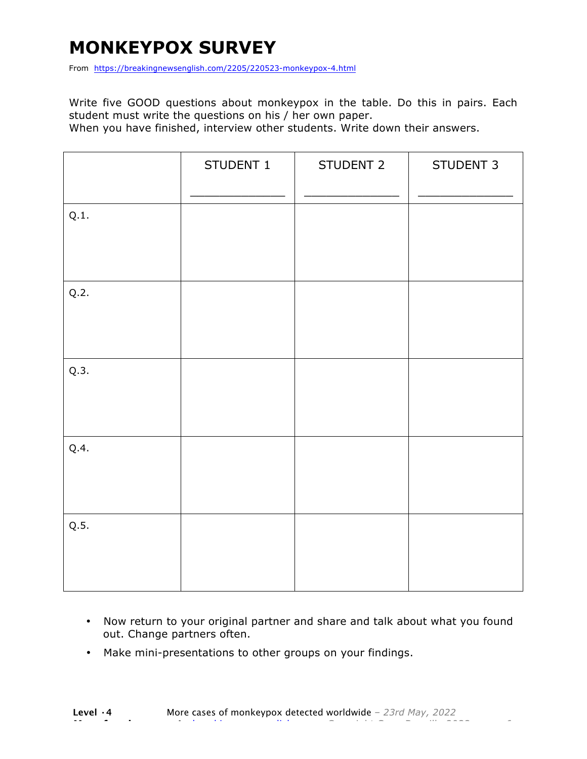# MONKEYPOX SURVEY

From https://breakingnewsenglish.com/2205/220523-monkeypox-4.html

Write five GOOD questions about monkeypox in the table. Do this in pairs. Each student must write the questions on his / her own paper.
When you have finished, interview other students. Write down their answers.

| | STUDENT 1<br>_______________ | STUDENT 2<br>_______________ | STUDENT 3<br>_______________ |
|---|---|---|---|
| Q.1. | | | |
| Q.2. | | | |
| Q.3. | | | |
| Q.4. | | | |
| Q.5. | | | |

- Now return to your original partner and share and talk about what you found out. Change partners often.
- Make mini-presentations to other groups on your findings.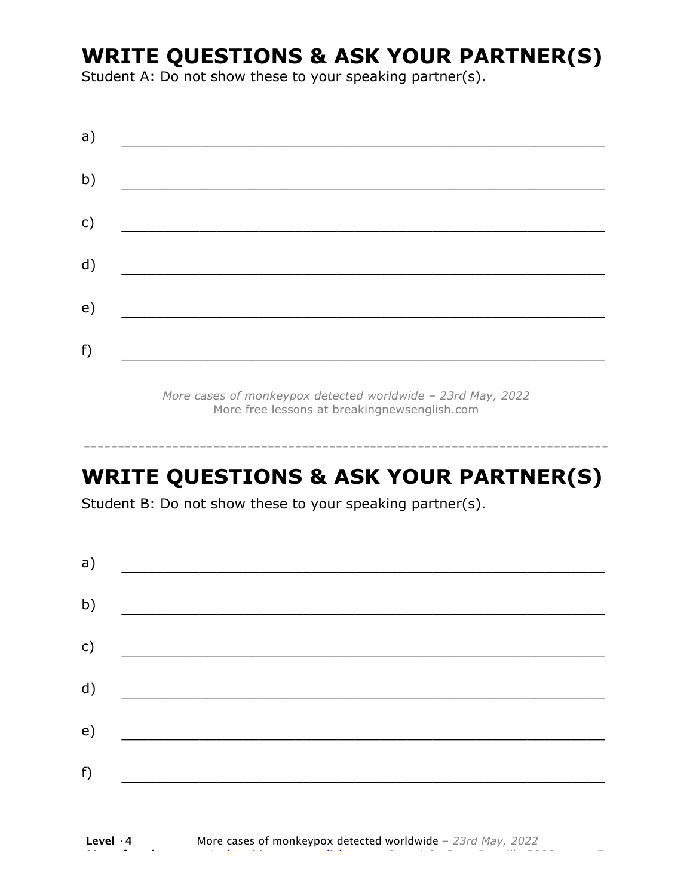# WRITE QUESTIONS & ASK YOUR PARTNER(S)

Student A: Do not show these to your speaking partner(s).

a) ___________________________________________________________

b) ___________________________________________________________

c) ___________________________________________________________

d) ___________________________________________________________

e) ___________________________________________________________

f) ___________________________________________________________

*More cases of monkeypox detected worldwide – 23rd May, 2022*
More free lessons at breakingnewsenglish.com

-----------------------------------------------------------------------------

# WRITE QUESTIONS & ASK YOUR PARTNER(S)

Student B: Do not show these to your speaking partner(s).

a) ___________________________________________________________

b) ___________________________________________________________

c) ___________________________________________________________

d) ___________________________________________________________

e) ___________________________________________________________

f) ___________________________________________________________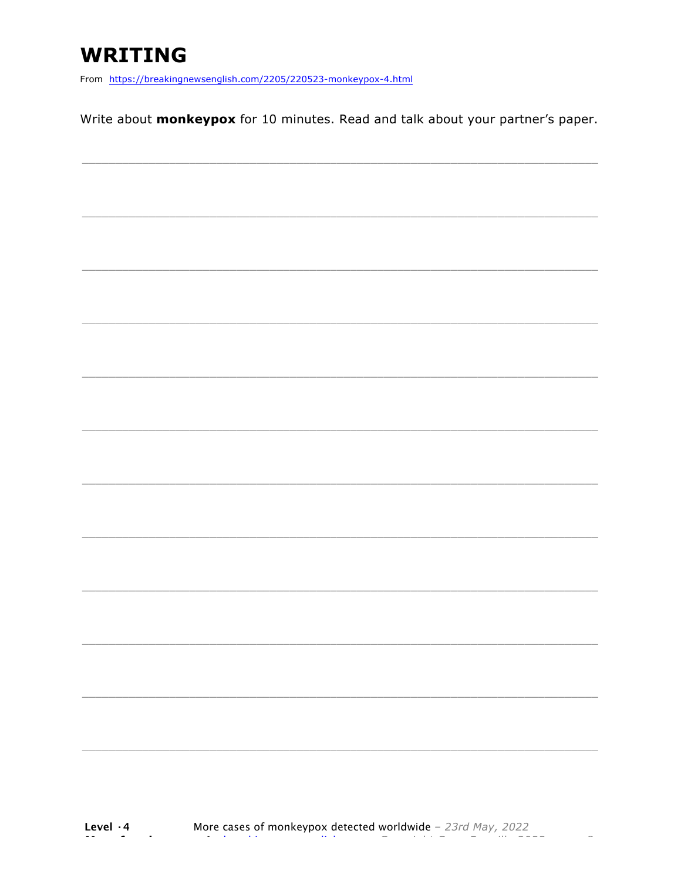# WRITING

From https://breakingnewsenglish.com/2205/220523-monkeypox-4.html

Write about **monkeypox** for 10 minutes. Read and talk about your partner's paper.